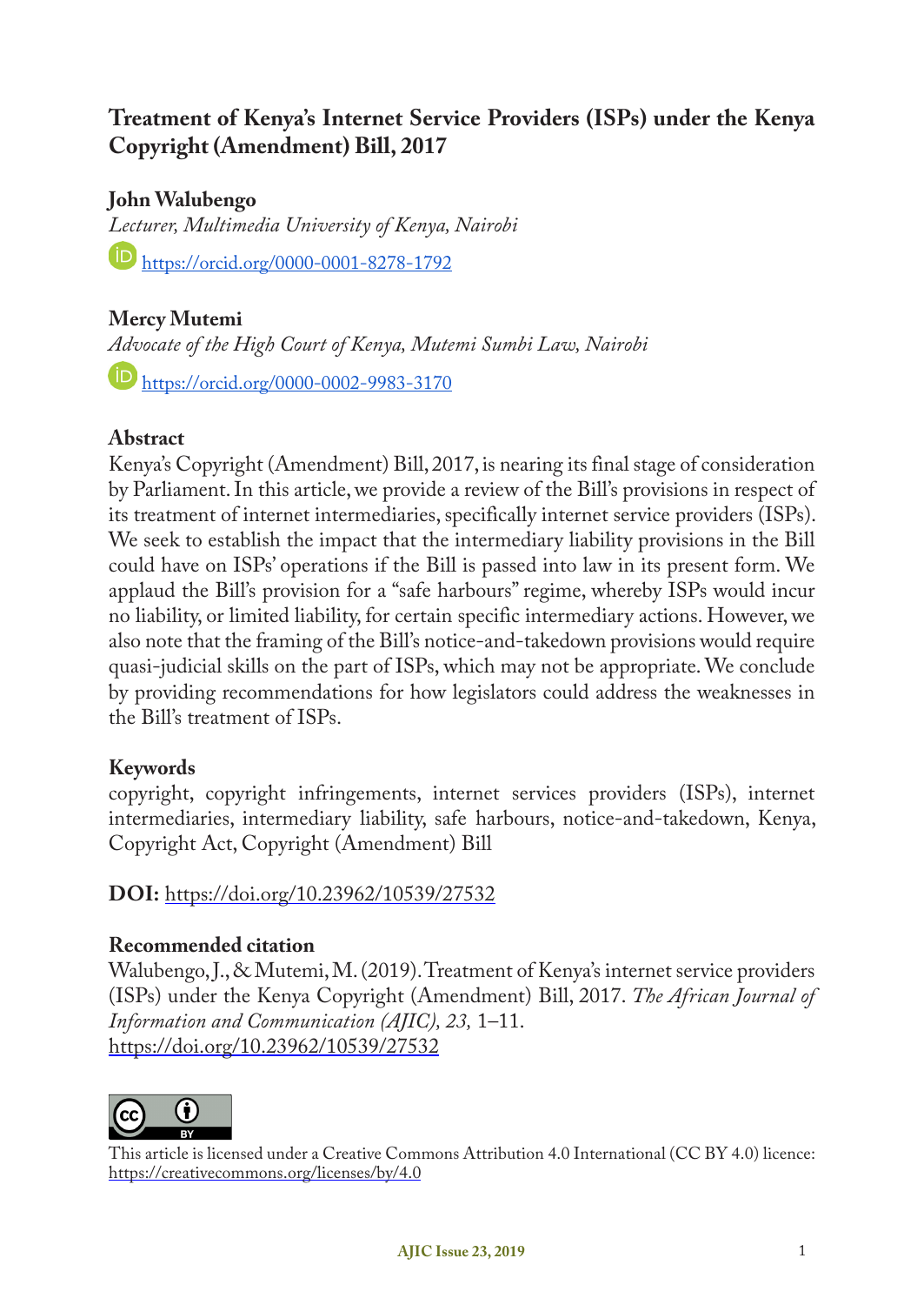# Treatment of Kenya's Internet Service Providers (ISPs) under the Kenya Copyright (Amendment) Bill, 2017

**John Walubengo**

*Lecturer, Multimedia University of Kenya, Nairobi*

https://orcid.org/0000-0001-8278-1792

**Mercy Mutemi**

*Advocate of the High Court of Kenya, Mutemi Sumbi Law, Nairobi*

https://orcid.org/0000-0002-9983-3170

## Abstract

Kenya's Copyright (Amendment) Bill, 2017, is nearing its final stage of consideration by Parliament. In this article, we provide a review of the Bill's provisions in respect of its treatment of internet intermediaries, specifically internet service providers (ISPs). We seek to establish the impact that the intermediary liability provisions in the Bill could have on ISPs' operations if the Bill is passed into law in its present form. We applaud the Bill's provision for a "safe harbours" regime, whereby ISPs would incur no liability, or limited liability, for certain specific intermediary actions. However, we also note that the framing of the Bill's notice-and-takedown provisions would require quasi-judicial skills on the part of ISPs, which may not be appropriate. We conclude by providing recommendations for how legislators could address the weaknesses in the Bill's treatment of ISPs.

## Keywords

copyright, copyright infringements, internet services providers (ISPs), internet intermediaries, intermediary liability, safe harbours, notice-and-takedown, Kenya, Copyright Act, Copyright (Amendment) Bill

**DOI:** https://doi.org/10.23962/10539/27532

## Recommended citation

Walubengo, J., & Mutemi, M. (2019). Treatment of Kenya's internet service providers (ISPs) under the Kenya Copyright (Amendment) Bill, 2017. *The African Journal of Information and Communication (AJIC), 23,* 1–11. https://doi.org/10.23962/10539/27532

This article is licensed under a Creative Commons Attribution 4.0 International (CC BY 4.0) licence: https://creativecommons.org/licenses/by/4.0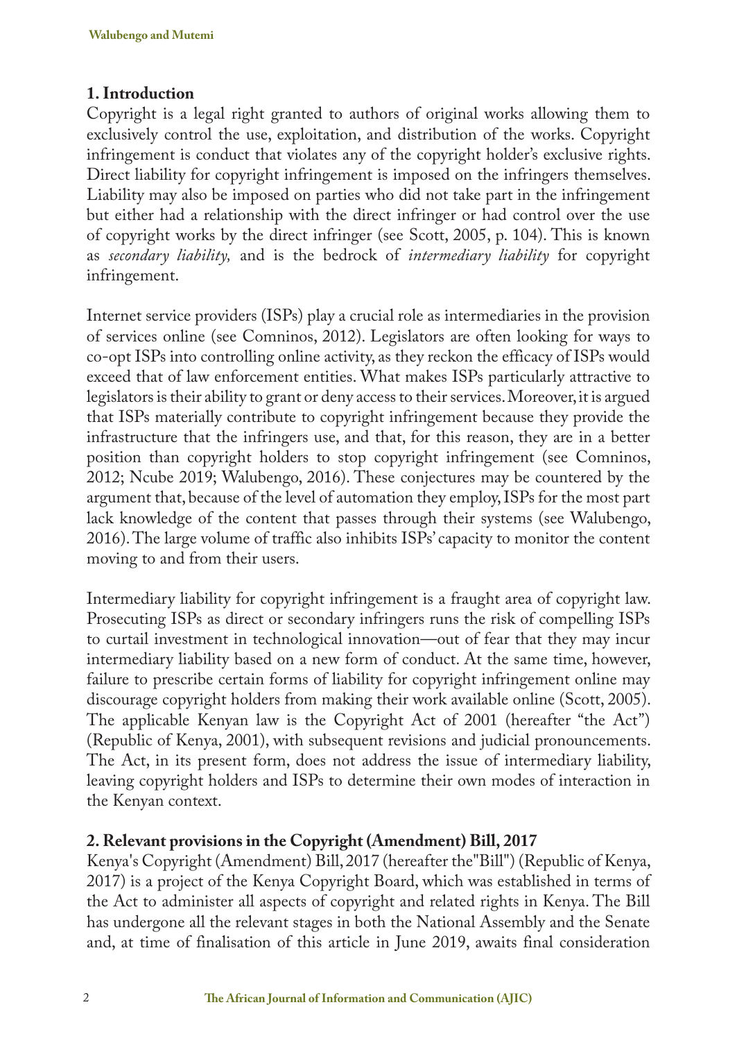## 1. Introduction

Copyright is a legal right granted to authors of original works allowing them to exclusively control the use, exploitation, and distribution of the works. Copyright infringement is conduct that violates any of the copyright holder's exclusive rights. Direct liability for copyright infringement is imposed on the infringers themselves. Liability may also be imposed on parties who did not take part in the infringement but either had a relationship with the direct infringer or had control over the use of copyright works by the direct infringer (see Scott, 2005, p. 104). This is known as *secondary liability,* and is the bedrock of *intermediary liability* for copyright infringement.

Internet service providers (ISPs) play a crucial role as intermediaries in the provision of services online (see Comninos, 2012). Legislators are often looking for ways to co-opt ISPs into controlling online activity, as they reckon the efficacy of ISPs would exceed that of law enforcement entities. What makes ISPs particularly attractive to legislators is their ability to grant or deny access to their services. Moreover, it is argued that ISPs materially contribute to copyright infringement because they provide the infrastructure that the infringers use, and that, for this reason, they are in a better position than copyright holders to stop copyright infringement (see Comninos, 2012; Ncube 2019; Walubengo, 2016). These conjectures may be countered by the argument that, because of the level of automation they employ, ISPs for the most part lack knowledge of the content that passes through their systems (see Walubengo, 2016). The large volume of traffic also inhibits ISPs' capacity to monitor the content moving to and from their users.

Intermediary liability for copyright infringement is a fraught area of copyright law. Prosecuting ISPs as direct or secondary infringers runs the risk of compelling ISPs to curtail investment in technological innovation—out of fear that they may incur intermediary liability based on a new form of conduct. At the same time, however, failure to prescribe certain forms of liability for copyright infringement online may discourage copyright holders from making their work available online (Scott, 2005). The applicable Kenyan law is the Copyright Act of 2001 (hereafter "the Act") (Republic of Kenya, 2001), with subsequent revisions and judicial pronouncements. The Act, in its present form, does not address the issue of intermediary liability, leaving copyright holders and ISPs to determine their own modes of interaction in the Kenyan context.

## 2. Relevant provisions in the Copyright (Amendment) Bill, 2017

Kenya's Copyright (Amendment) Bill, 2017 (hereafter the"Bill") (Republic of Kenya, 2017) is a project of the Kenya Copyright Board, which was established in terms of the Act to administer all aspects of copyright and related rights in Kenya. The Bill has undergone all the relevant stages in both the National Assembly and the Senate and, at time of finalisation of this article in June 2019, awaits final consideration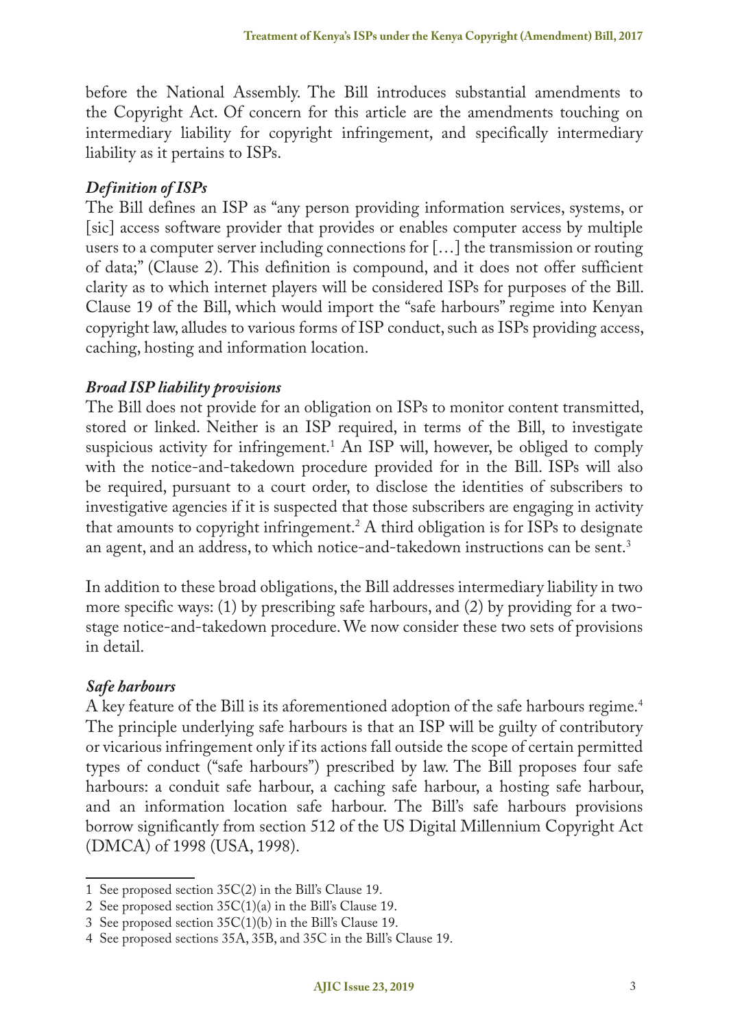before the National Assembly. The Bill introduces substantial amendments to the Copyright Act. Of concern for this article are the amendments touching on intermediary liability for copyright infringement, and specifically intermediary liability as it pertains to ISPs.

### *Definition of ISPs*

The Bill defines an ISP as "any person providing information services, systems, or [sic] access software provider that provides or enables computer access by multiple users to a computer server including connections for […] the transmission or routing of data;" (Clause 2). This definition is compound, and it does not offer sufficient clarity as to which internet players will be considered ISPs for purposes of the Bill. Clause 19 of the Bill, which would import the "safe harbours" regime into Kenyan copyright law, alludes to various forms of ISP conduct, such as ISPs providing access, caching, hosting and information location.

### *Broad ISP liability provisions*

The Bill does not provide for an obligation on ISPs to monitor content transmitted, stored or linked. Neither is an ISP required, in terms of the Bill, to investigate suspicious activity for infringement.[1] An ISP will, however, be obliged to comply with the notice-and-takedown procedure provided for in the Bill. ISPs will also be required, pursuant to a court order, to disclose the identities of subscribers to investigative agencies if it is suspected that those subscribers are engaging in activity that amounts to copyright infringement.[2] A third obligation is for ISPs to designate an agent, and an address, to which notice-and-takedown instructions can be sent.[3]

In addition to these broad obligations, the Bill addresses intermediary liability in two more specific ways: (1) by prescribing safe harbours, and (2) by providing for a two-stage notice-and-takedown procedure. We now consider these two sets of provisions in detail.

### *Safe harbours*

A key feature of the Bill is its aforementioned adoption of the safe harbours regime.[4] The principle underlying safe harbours is that an ISP will be guilty of contributory or vicarious infringement only if its actions fall outside the scope of certain permitted types of conduct ("safe harbours") prescribed by law. The Bill proposes four safe harbours: a conduit safe harbour, a caching safe harbour, a hosting safe harbour, and an information location safe harbour. The Bill's safe harbours provisions borrow significantly from section 512 of the US Digital Millennium Copyright Act (DMCA) of 1998 (USA, 1998).

---

1 See proposed section 35C(2) in the Bill's Clause 19.

2 See proposed section 35C(1)(a) in the Bill's Clause 19.

3 See proposed section 35C(1)(b) in the Bill's Clause 19.

4 See proposed sections 35A, 35B, and 35C in the Bill's Clause 19.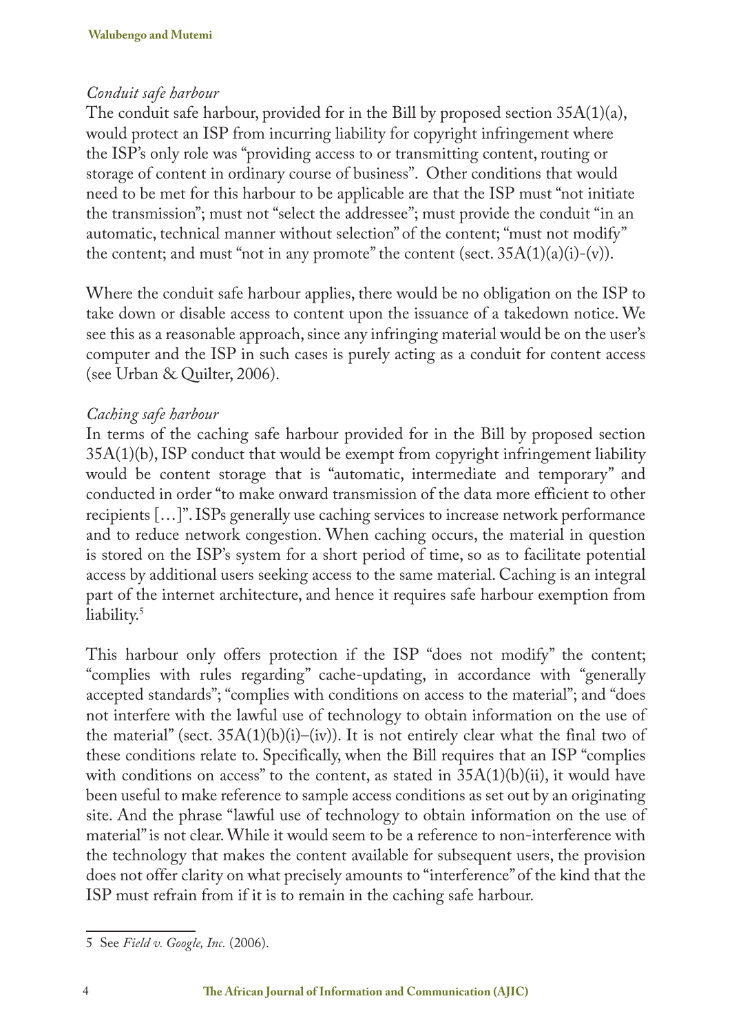*Conduit safe harbour*

The conduit safe harbour, provided for in the Bill by proposed section 35A(1)(a), would protect an ISP from incurring liability for copyright infringement where the ISP's only role was "providing access to or transmitting content, routing or storage of content in ordinary course of business". Other conditions that would need to be met for this harbour to be applicable are that the ISP must "not initiate the transmission"; must not "select the addressee"; must provide the conduit "in an automatic, technical manner without selection" of the content; "must not modify" the content; and must "not in any promote" the content (sect. 35A(1)(a)(i)-(v)).

Where the conduit safe harbour applies, there would be no obligation on the ISP to take down or disable access to content upon the issuance of a takedown notice. We see this as a reasonable approach, since any infringing material would be on the user's computer and the ISP in such cases is purely acting as a conduit for content access (see Urban & Quilter, 2006).

*Caching safe harbour*

In terms of the caching safe harbour provided for in the Bill by proposed section 35A(1)(b), ISP conduct that would be exempt from copyright infringement liability would be content storage that is "automatic, intermediate and temporary" and conducted in order "to make onward transmission of the data more efficient to other recipients […]". ISPs generally use caching services to increase network performance and to reduce network congestion. When caching occurs, the material in question is stored on the ISP's system for a short period of time, so as to facilitate potential access by additional users seeking access to the same material. Caching is an integral part of the internet architecture, and hence it requires safe harbour exemption from liability.[5]

This harbour only offers protection if the ISP "does not modify" the content; "complies with rules regarding" cache-updating, in accordance with "generally accepted standards"; "complies with conditions on access to the material"; and "does not interfere with the lawful use of technology to obtain information on the use of the material" (sect. 35A(1)(b)(i)–(iv)). It is not entirely clear what the final two of these conditions relate to. Specifically, when the Bill requires that an ISP "complies with conditions on access" to the content, as stated in 35A(1)(b)(ii), it would have been useful to make reference to sample access conditions as set out by an originating site. And the phrase "lawful use of technology to obtain information on the use of material" is not clear. While it would seem to be a reference to non-interference with the technology that makes the content available for subsequent users, the provision does not offer clarity on what precisely amounts to "interference" of the kind that the ISP must refrain from if it is to remain in the caching safe harbour.

---

5 See *Field v. Google, Inc.* (2006).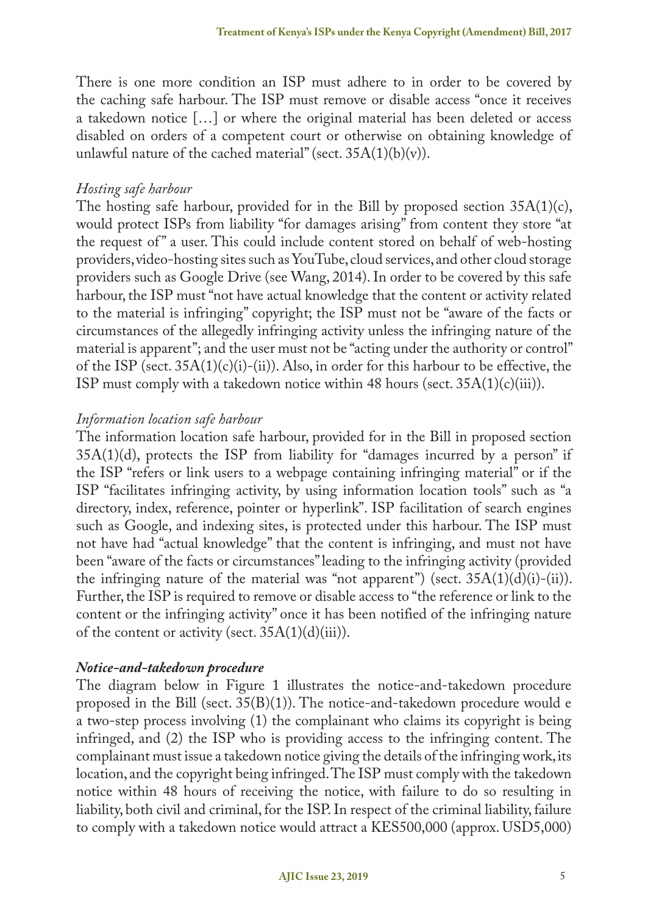There is one more condition an ISP must adhere to in order to be covered by the caching safe harbour. The ISP must remove or disable access "once it receives a takedown notice […] or where the original material has been deleted or access disabled on orders of a competent court or otherwise on obtaining knowledge of unlawful nature of the cached material" (sect. 35A(1)(b)(v)).

*Hosting safe harbour*

The hosting safe harbour, provided for in the Bill by proposed section 35A(1)(c), would protect ISPs from liability "for damages arising" from content they store "at the request of" a user. This could include content stored on behalf of web-hosting providers, video-hosting sites such as YouTube, cloud services, and other cloud storage providers such as Google Drive (see Wang, 2014). In order to be covered by this safe harbour, the ISP must "not have actual knowledge that the content or activity related to the material is infringing" copyright; the ISP must not be "aware of the facts or circumstances of the allegedly infringing activity unless the infringing nature of the material is apparent"; and the user must not be "acting under the authority or control" of the ISP (sect. 35A(1)(c)(i)-(ii)). Also, in order for this harbour to be effective, the ISP must comply with a takedown notice within 48 hours (sect. 35A(1)(c)(iii)).

*Information location safe harbour*

The information location safe harbour, provided for in the Bill in proposed section 35A(1)(d), protects the ISP from liability for "damages incurred by a person" if the ISP "refers or link users to a webpage containing infringing material" or if the ISP "facilitates infringing activity, by using information location tools" such as "a directory, index, reference, pointer or hyperlink". ISP facilitation of search engines such as Google, and indexing sites, is protected under this harbour. The ISP must not have had "actual knowledge" that the content is infringing, and must not have been "aware of the facts or circumstances" leading to the infringing activity (provided the infringing nature of the material was "not apparent") (sect. 35A(1)(d)(i)-(ii)). Further, the ISP is required to remove or disable access to "the reference or link to the content or the infringing activity" once it has been notified of the infringing nature of the content or activity (sect. 35A(1)(d)(iii)).

***Notice-and-takedown procedure***

The diagram below in Figure 1 illustrates the notice-and-takedown procedure proposed in the Bill (sect. 35(B)(1)). The notice-and-takedown procedure would e a two-step process involving (1) the complainant who claims its copyright is being infringed, and (2) the ISP who is providing access to the infringing content. The complainant must issue a takedown notice giving the details of the infringing work, its location, and the copyright being infringed. The ISP must comply with the takedown notice within 48 hours of receiving the notice, with failure to do so resulting in liability, both civil and criminal, for the ISP. In respect of the criminal liability, failure to comply with a takedown notice would attract a KES500,000 (approx. USD5,000)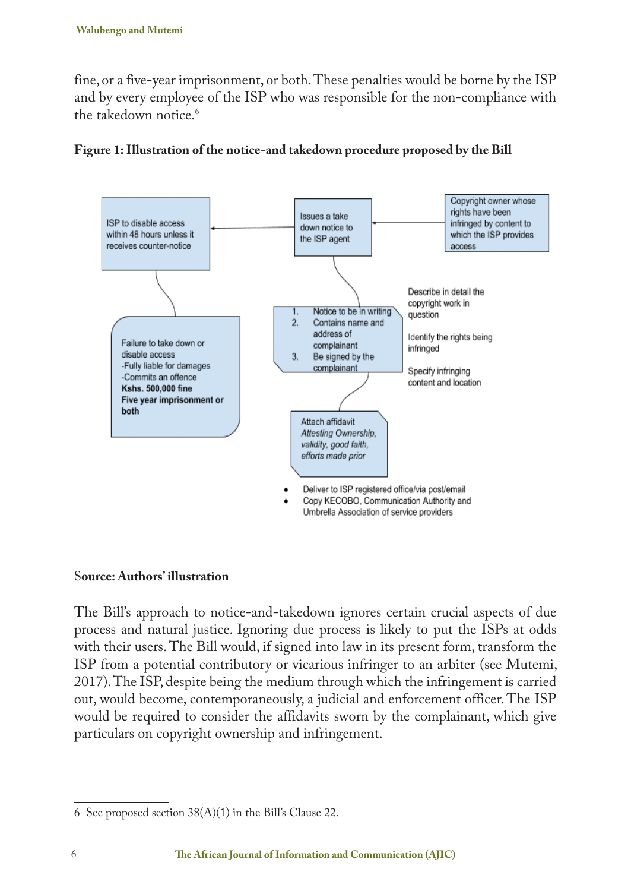fine, or a five-year imprisonment, or both. These penalties would be borne by the ISP and by every employee of the ISP who was responsible for the non-compliance with the takedown notice.[6]

**Figure 1: Illustration of the notice-and takedown procedure proposed by the Bill**

ISP to disable access within 48 hours unless it receives counter-notice

Issues a take down notice to the ISP agent

Copyright owner whose rights have been infringed by content to which the ISP provides access

Failure to take down or disable access
-Fully liable for damages
-Commits an offence
**Kshs. 500,000 fine**
**Five year imprisonment or both**

1. Notice to be in writing
2. Contains name and address of complainant
3. Be signed by the complainant

Describe in detail the copyright work in question

Identify the rights being infringed

Specify infringing content and location

Attach affidavit
*Attesting Ownership, validity, good faith, efforts made prior*

- Deliver to ISP registered office/via post/email
- Copy KECOBO, Communication Authority and Umbrella Association of service providers

**Source: Authors' illustration**

The Bill's approach to notice-and-takedown ignores certain crucial aspects of due process and natural justice. Ignoring due process is likely to put the ISPs at odds with their users. The Bill would, if signed into law in its present form, transform the ISP from a potential contributory or vicarious infringer to an arbiter (see Mutemi, 2017). The ISP, despite being the medium through which the infringement is carried out, would become, contemporaneously, a judicial and enforcement officer. The ISP would be required to consider the affidavits sworn by the complainant, which give particulars on copyright ownership and infringement.

---

6 See proposed section 38(A)(1) in the Bill's Clause 22.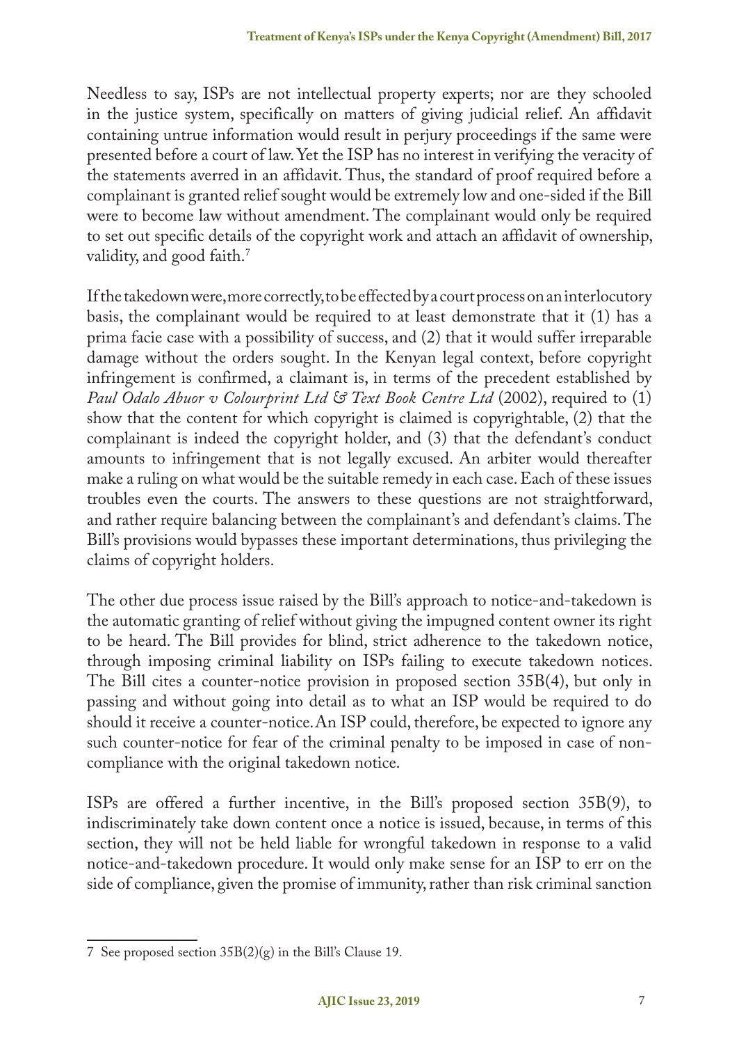Needless to say, ISPs are not intellectual property experts; nor are they schooled in the justice system, specifically on matters of giving judicial relief. An affidavit containing untrue information would result in perjury proceedings if the same were presented before a court of law. Yet the ISP has no interest in verifying the veracity of the statements averred in an affidavit. Thus, the standard of proof required before a complainant is granted relief sought would be extremely low and one-sided if the Bill were to become law without amendment. The complainant would only be required to set out specific details of the copyright work and attach an affidavit of ownership, validity, and good faith.[7]

If the takedown were, more correctly, to be effected by a court process on an interlocutory basis, the complainant would be required to at least demonstrate that it (1) has a prima facie case with a possibility of success, and (2) that it would suffer irreparable damage without the orders sought. In the Kenyan legal context, before copyright infringement is confirmed, a claimant is, in terms of the precedent established by *Paul Odalo Abuor v Colourprint Ltd & Text Book Centre Ltd* (2002), required to (1) show that the content for which copyright is claimed is copyrightable, (2) that the complainant is indeed the copyright holder, and (3) that the defendant's conduct amounts to infringement that is not legally excused. An arbiter would thereafter make a ruling on what would be the suitable remedy in each case. Each of these issues troubles even the courts. The answers to these questions are not straightforward, and rather require balancing between the complainant's and defendant's claims. The Bill's provisions would bypasses these important determinations, thus privileging the claims of copyright holders.

The other due process issue raised by the Bill's approach to notice-and-takedown is the automatic granting of relief without giving the impugned content owner its right to be heard. The Bill provides for blind, strict adherence to the takedown notice, through imposing criminal liability on ISPs failing to execute takedown notices. The Bill cites a counter-notice provision in proposed section 35B(4), but only in passing and without going into detail as to what an ISP would be required to do should it receive a counter-notice. An ISP could, therefore, be expected to ignore any such counter-notice for fear of the criminal penalty to be imposed in case of non-compliance with the original takedown notice.

ISPs are offered a further incentive, in the Bill's proposed section 35B(9), to indiscriminately take down content once a notice is issued, because, in terms of this section, they will not be held liable for wrongful takedown in response to a valid notice-and-takedown procedure. It would only make sense for an ISP to err on the side of compliance, given the promise of immunity, rather than risk criminal sanction

---

7 See proposed section 35B(2)(g) in the Bill's Clause 19.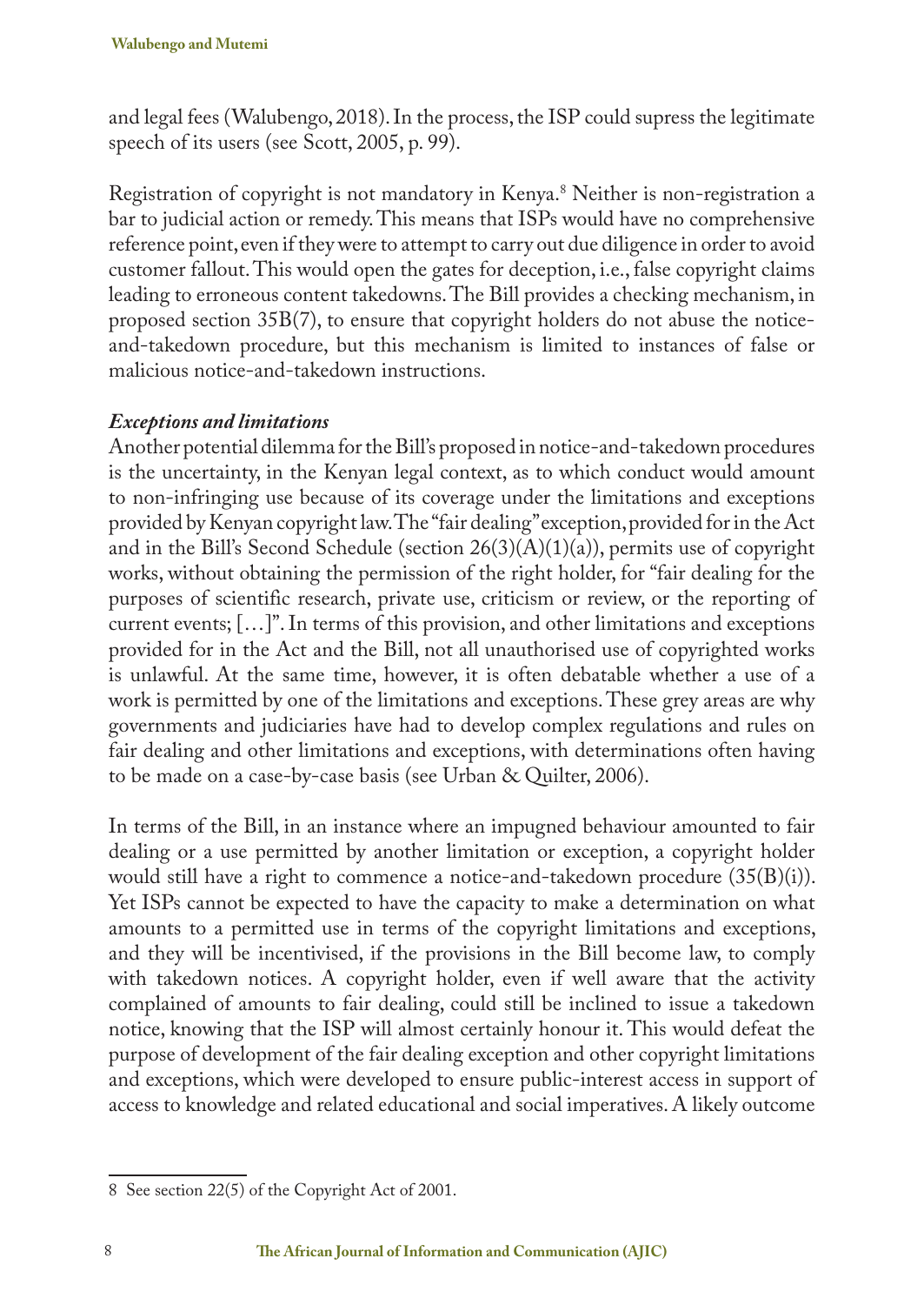and legal fees (Walubengo, 2018). In the process, the ISP could supress the legitimate speech of its users (see Scott, 2005, p. 99).

Registration of copyright is not mandatory in Kenya.[8] Neither is non-registration a bar to judicial action or remedy. This means that ISPs would have no comprehensive reference point, even if they were to attempt to carry out due diligence in order to avoid customer fallout. This would open the gates for deception, i.e., false copyright claims leading to erroneous content takedowns. The Bill provides a checking mechanism, in proposed section 35B(7), to ensure that copyright holders do not abuse the notice-and-takedown procedure, but this mechanism is limited to instances of false or malicious notice-and-takedown instructions.

***Exceptions and limitations***

Another potential dilemma for the Bill's proposed in notice-and-takedown procedures is the uncertainty, in the Kenyan legal context, as to which conduct would amount to non-infringing use because of its coverage under the limitations and exceptions provided by Kenyan copyright law. The "fair dealing" exception, provided for in the Act and in the Bill's Second Schedule (section 26(3)(A)(1)(a)), permits use of copyright works, without obtaining the permission of the right holder, for "fair dealing for the purposes of scientific research, private use, criticism or review, or the reporting of current events; […]". In terms of this provision, and other limitations and exceptions provided for in the Act and the Bill, not all unauthorised use of copyrighted works is unlawful. At the same time, however, it is often debatable whether a use of a work is permitted by one of the limitations and exceptions. These grey areas are why governments and judiciaries have had to develop complex regulations and rules on fair dealing and other limitations and exceptions, with determinations often having to be made on a case-by-case basis (see Urban & Quilter, 2006).

In terms of the Bill, in an instance where an impugned behaviour amounted to fair dealing or a use permitted by another limitation or exception, a copyright holder would still have a right to commence a notice-and-takedown procedure (35(B)(i)). Yet ISPs cannot be expected to have the capacity to make a determination on what amounts to a permitted use in terms of the copyright limitations and exceptions, and they will be incentivised, if the provisions in the Bill become law, to comply with takedown notices. A copyright holder, even if well aware that the activity complained of amounts to fair dealing, could still be inclined to issue a takedown notice, knowing that the ISP will almost certainly honour it. This would defeat the purpose of development of the fair dealing exception and other copyright limitations and exceptions, which were developed to ensure public-interest access in support of access to knowledge and related educational and social imperatives. A likely outcome

---

8 See section 22(5) of the Copyright Act of 2001.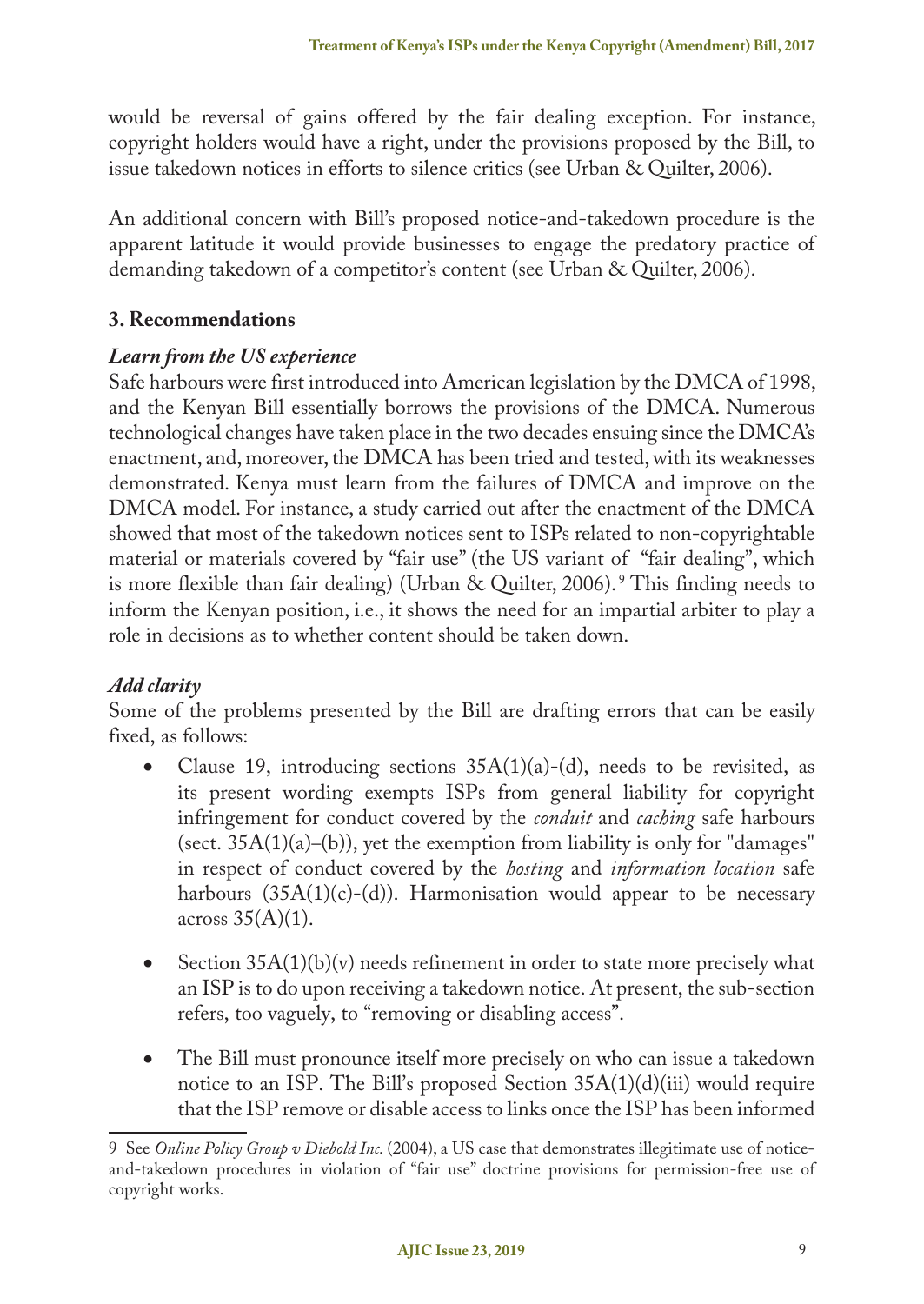would be reversal of gains offered by the fair dealing exception. For instance, copyright holders would have a right, under the provisions proposed by the Bill, to issue takedown notices in efforts to silence critics (see Urban & Quilter, 2006).

An additional concern with Bill's proposed notice-and-takedown procedure is the apparent latitude it would provide businesses to engage the predatory practice of demanding takedown of a competitor's content (see Urban & Quilter, 2006).

## 3. Recommendations

### *Learn from the US experience*

Safe harbours were first introduced into American legislation by the DMCA of 1998, and the Kenyan Bill essentially borrows the provisions of the DMCA. Numerous technological changes have taken place in the two decades ensuing since the DMCA's enactment, and, moreover, the DMCA has been tried and tested, with its weaknesses demonstrated. Kenya must learn from the failures of DMCA and improve on the DMCA model. For instance, a study carried out after the enactment of the DMCA showed that most of the takedown notices sent to ISPs related to non-copyrightable material or materials covered by "fair use" (the US variant of "fair dealing", which is more flexible than fair dealing) (Urban & Quilter, 2006).[9] This finding needs to inform the Kenyan position, i.e., it shows the need for an impartial arbiter to play a role in decisions as to whether content should be taken down.

### *Add clarity*

Some of the problems presented by the Bill are drafting errors that can be easily fixed, as follows:

- Clause 19, introducing sections 35A(1)(a)-(d), needs to be revisited, as its present wording exempts ISPs from general liability for copyright infringement for conduct covered by the *conduit* and *caching* safe harbours (sect. 35A(1)(a)–(b)), yet the exemption from liability is only for "damages" in respect of conduct covered by the *hosting* and *information location* safe harbours (35A(1)(c)-(d)). Harmonisation would appear to be necessary across 35(A)(1).

- Section 35A(1)(b)(v) needs refinement in order to state more precisely what an ISP is to do upon receiving a takedown notice. At present, the sub-section refers, too vaguely, to "removing or disabling access".

- The Bill must pronounce itself more precisely on who can issue a takedown notice to an ISP. The Bill's proposed Section 35A(1)(d)(iii) would require that the ISP remove or disable access to links once the ISP has been informed

---

9 See *Online Policy Group v Diebold Inc.* (2004), a US case that demonstrates illegitimate use of notice-and-takedown procedures in violation of "fair use" doctrine provisions for permission-free use of copyright works.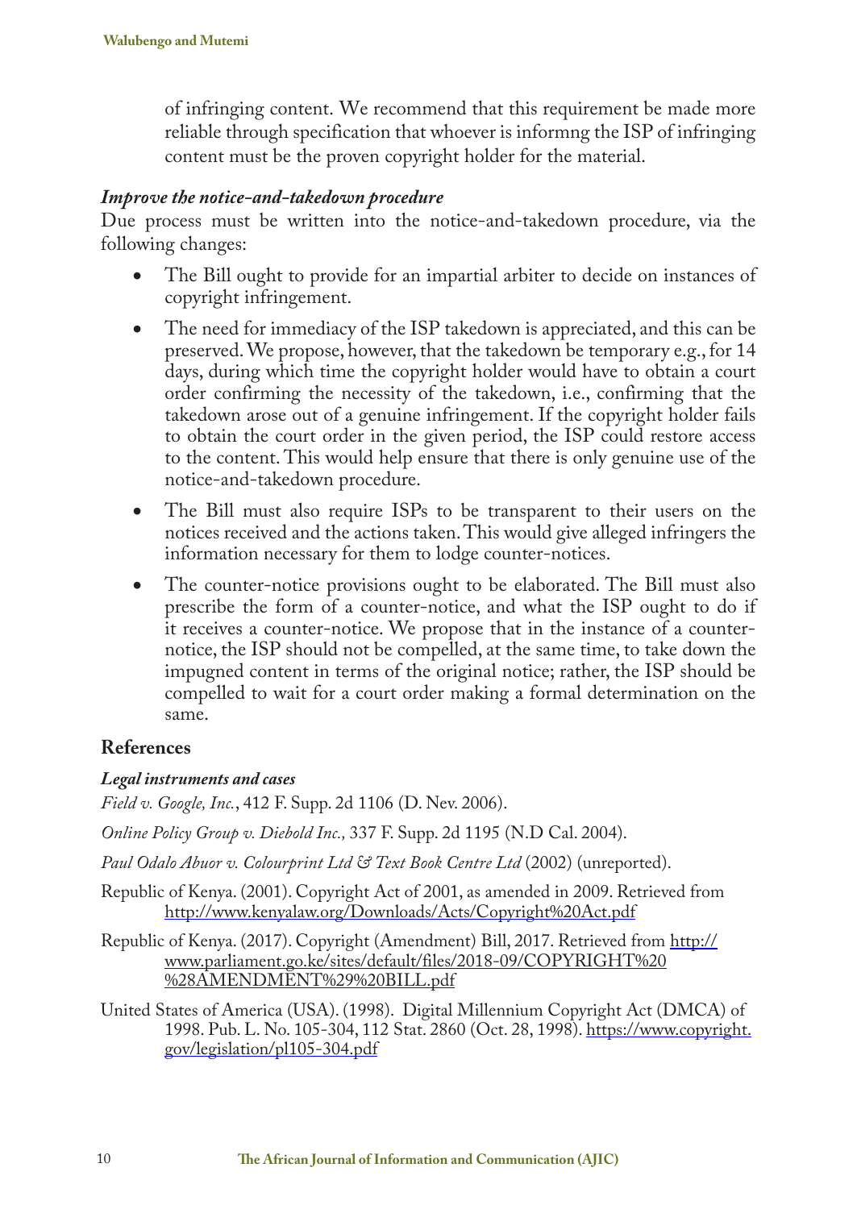of infringing content. We recommend that this requirement be made more reliable through specification that whoever is informng the ISP of infringing content must be the proven copyright holder for the material.

### *Improve the notice-and-takedown procedure*

Due process must be written into the notice-and-takedown procedure, via the following changes:

- The Bill ought to provide for an impartial arbiter to decide on instances of copyright infringement.
- The need for immediacy of the ISP takedown is appreciated, and this can be preserved. We propose, however, that the takedown be temporary e.g., for 14 days, during which time the copyright holder would have to obtain a court order confirming the necessity of the takedown, i.e., confirming that the takedown arose out of a genuine infringement. If the copyright holder fails to obtain the court order in the given period, the ISP could restore access to the content. This would help ensure that there is only genuine use of the notice-and-takedown procedure.
- The Bill must also require ISPs to be transparent to their users on the notices received and the actions taken. This would give alleged infringers the information necessary for them to lodge counter-notices.
- The counter-notice provisions ought to be elaborated. The Bill must also prescribe the form of a counter-notice, and what the ISP ought to do if it receives a counter-notice. We propose that in the instance of a counter-notice, the ISP should not be compelled, at the same time, to take down the impugned content in terms of the original notice; rather, the ISP should be compelled to wait for a court order making a formal determination on the same.

## References

### *Legal instruments and cases*

*Field v. Google, Inc.*, 412 F. Supp. 2d 1106 (D. Nev. 2006).

*Online Policy Group v. Diebold Inc.,* 337 F. Supp. 2d 1195 (N.D Cal. 2004).

*Paul Odalo Abuor v. Colourprint Ltd & Text Book Centre Ltd* (2002) (unreported).

Republic of Kenya. (2001). Copyright Act of 2001, as amended in 2009. Retrieved from http://www.kenyalaw.org/Downloads/Acts/Copyright%20Act.pdf

Republic of Kenya. (2017). Copyright (Amendment) Bill, 2017. Retrieved from http://www.parliament.go.ke/sites/default/files/2018-09/COPYRIGHT%20%28AMENDMENT%29%20BILL.pdf

United States of America (USA). (1998). Digital Millennium Copyright Act (DMCA) of 1998. Pub. L. No. 105-304, 112 Stat. 2860 (Oct. 28, 1998). https://www.copyright.gov/legislation/pl105-304.pdf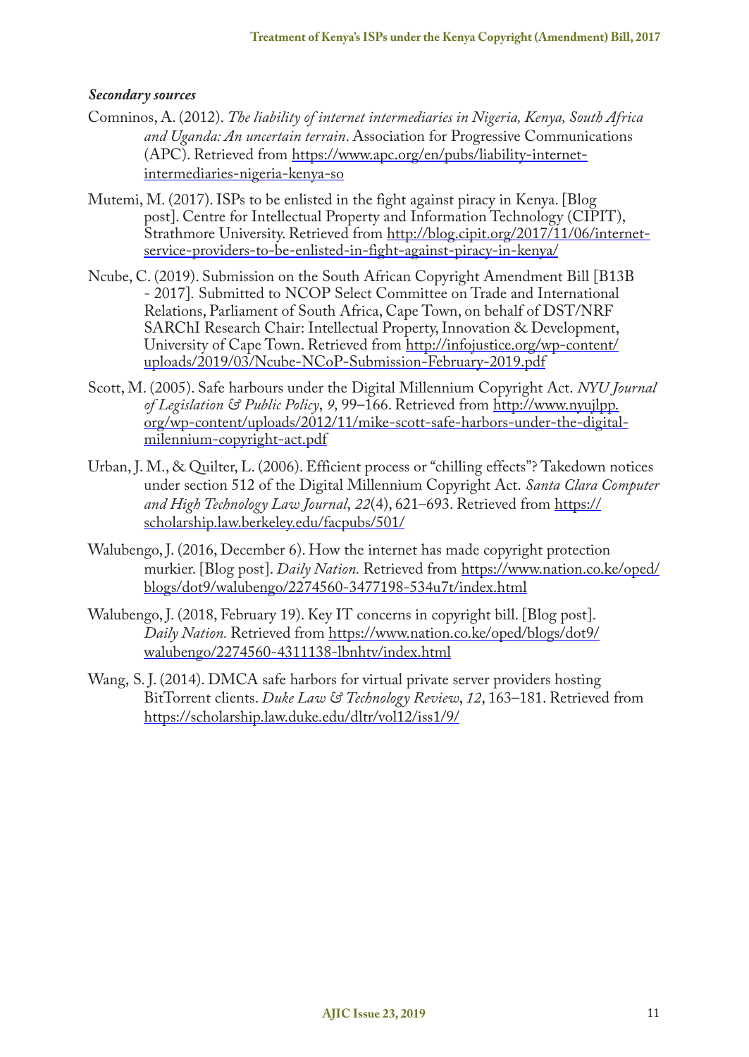### *Secondary sources*

Comninos, A. (2012). *The liability of internet intermediaries in Nigeria, Kenya, South Africa and Uganda: An uncertain terrain*. Association for Progressive Communications (APC). Retrieved from https://www.apc.org/en/pubs/liability-internet-intermediaries-nigeria-kenya-so

Mutemi, M. (2017). ISPs to be enlisted in the fight against piracy in Kenya. [Blog post]. Centre for Intellectual Property and Information Technology (CIPIT), Strathmore University. Retrieved from http://blog.cipit.org/2017/11/06/internet-service-providers-to-be-enlisted-in-fight-against-piracy-in-kenya/

Ncube, C. (2019). Submission on the South African Copyright Amendment Bill [B13B - 2017]. Submitted to NCOP Select Committee on Trade and International Relations, Parliament of South Africa, Cape Town, on behalf of DST/NRF SARChI Research Chair: Intellectual Property, Innovation & Development, University of Cape Town. Retrieved from http://infojustice.org/wp-content/uploads/2019/03/Ncube-NCoP-Submission-February-2019.pdf

Scott, M. (2005). Safe harbours under the Digital Millennium Copyright Act. *NYU Journal of Legislation & Public Policy*, *9,* 99–166. Retrieved from http://www.nyujlpp.org/wp-content/uploads/2012/11/mike-scott-safe-harbors-under-the-digital-milennium-copyright-act.pdf

Urban, J. M., & Quilter, L. (2006). Efficient process or "chilling effects"? Takedown notices under section 512 of the Digital Millennium Copyright Act. *Santa Clara Computer and High Technology Law Journal*, *22*(4), 621–693. Retrieved from https://scholarship.law.berkeley.edu/facpubs/501/

Walubengo, J. (2016, December 6). How the internet has made copyright protection murkier. [Blog post]. *Daily Nation.* Retrieved from https://www.nation.co.ke/oped/blogs/dot9/walubengo/2274560-3477198-534u7t/index.html

Walubengo, J. (2018, February 19). Key IT concerns in copyright bill. [Blog post]. *Daily Nation.* Retrieved from https://www.nation.co.ke/oped/blogs/dot9/walubengo/2274560-4311138-lbnhtv/index.html

Wang, S. J. (2014). DMCA safe harbors for virtual private server providers hosting BitTorrent clients. *Duke Law & Technology Review*, *12*, 163–181. Retrieved from https://scholarship.law.duke.edu/dltr/vol12/iss1/9/